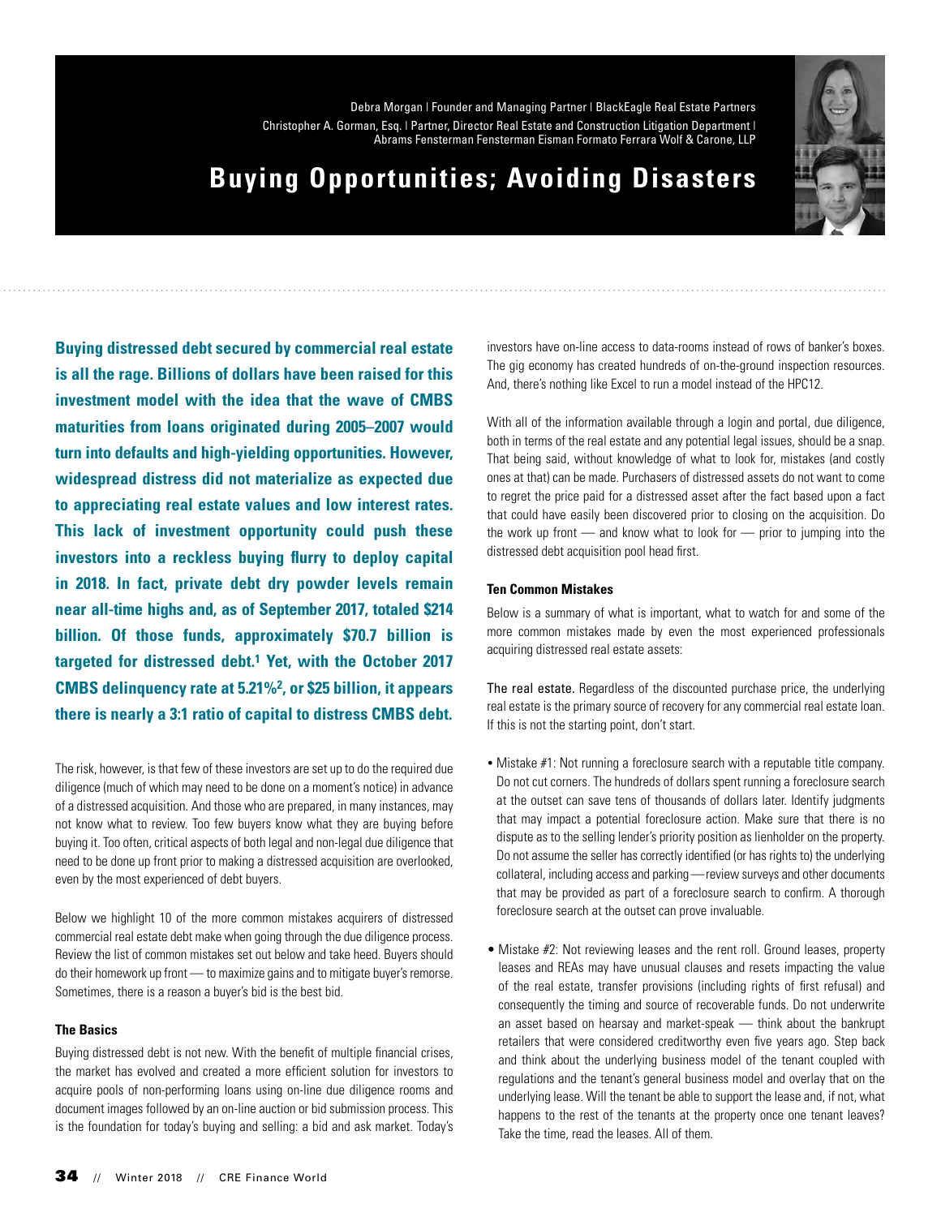Debra Morgan | Founder and Managing Partner | BlackEagle Real Estate Partners

Christopher A. Gorman, Esq. | Partner, Director Real Estate and Construction Litigation Department | Abrams Fensterman Fensterman Eisman Formato Ferrara Wolf & Carone, LLP

# Buying Opportunities; Avoiding Disasters

**Buying distressed debt secured by commercial real estate is all the rage. Billions of dollars have been raised for this investment model with the idea that the wave of CMBS maturities from loans originated during 2005–2007 would turn into defaults and high-yielding opportunities. However, widespread distress did not materialize as expected due to appreciating real estate values and low interest rates. This lack of investment opportunity could push these investors into a reckless buying flurry to deploy capital in 2018. In fact, private debt dry powder levels remain near all-time highs and, as of September 2017, totaled $214 billion. Of those funds, approximately $70.7 billion is targeted for distressed debt.[1] Yet, with the October 2017 CMBS delinquency rate at 5.21%[2], or $25 billion, it appears there is nearly a 3:1 ratio of capital to distress CMBS debt.**

The risk, however, is that few of these investors are set up to do the required due diligence (much of which may need to be done on a moment's notice) in advance of a distressed acquisition. And those who are prepared, in many instances, may not know what to review. Too few buyers know what they are buying before buying it. Too often, critical aspects of both legal and non-legal due diligence that need to be done up front prior to making a distressed acquisition are overlooked, even by the most experienced of debt buyers.

Below we highlight 10 of the more common mistakes acquirers of distressed commercial real estate debt make when going through the due diligence process. Review the list of common mistakes set out below and take heed. Buyers should do their homework up front — to maximize gains and to mitigate buyer's remorse. Sometimes, there is a reason a buyer's bid is the best bid.

### The Basics

Buying distressed debt is not new. With the benefit of multiple financial crises, the market has evolved and created a more efficient solution for investors to acquire pools of non-performing loans using on-line due diligence rooms and document images followed by an on-line auction or bid submission process. This is the foundation for today's buying and selling: a bid and ask market. Today's investors have on-line access to data-rooms instead of rows of banker's boxes. The gig economy has created hundreds of on-the-ground inspection resources. And, there's nothing like Excel to run a model instead of the HPC12.

With all of the information available through a login and portal, due diligence, both in terms of the real estate and any potential legal issues, should be a snap. That being said, without knowledge of what to look for, mistakes (and costly ones at that) can be made. Purchasers of distressed assets do not want to come to regret the price paid for a distressed asset after the fact based upon a fact that could have easily been discovered prior to closing on the acquisition. Do the work up front — and know what to look for — prior to jumping into the distressed debt acquisition pool head first.

### Ten Common Mistakes

Below is a summary of what is important, what to watch for and some of the more common mistakes made by even the most experienced professionals acquiring distressed real estate assets:

The real estate. Regardless of the discounted purchase price, the underlying real estate is the primary source of recovery for any commercial real estate loan. If this is not the starting point, don't start.

- Mistake #1: Not running a foreclosure search with a reputable title company. Do not cut corners. The hundreds of dollars spent running a foreclosure search at the outset can save tens of thousands of dollars later. Identify judgments that may impact a potential foreclosure action. Make sure that there is no dispute as to the selling lender's priority position as lienholder on the property. Do not assume the seller has correctly identified (or has rights to) the underlying collateral, including access and parking — review surveys and other documents that may be provided as part of a foreclosure search to confirm. A thorough foreclosure search at the outset can prove invaluable.

- Mistake #2: Not reviewing leases and the rent roll. Ground leases, property leases and REAs may have unusual clauses and resets impacting the value of the real estate, transfer provisions (including rights of first refusal) and consequently the timing and source of recoverable funds. Do not underwrite an asset based on hearsay and market-speak — think about the bankrupt retailers that were considered creditworthy even five years ago. Step back and think about the underlying business model of the tenant coupled with regulations and the tenant's general business model and overlay that on the underlying lease. Will the tenant be able to support the lease and, if not, what happens to the rest of the tenants at the property once one tenant leaves? Take the time, read the leases. All of them.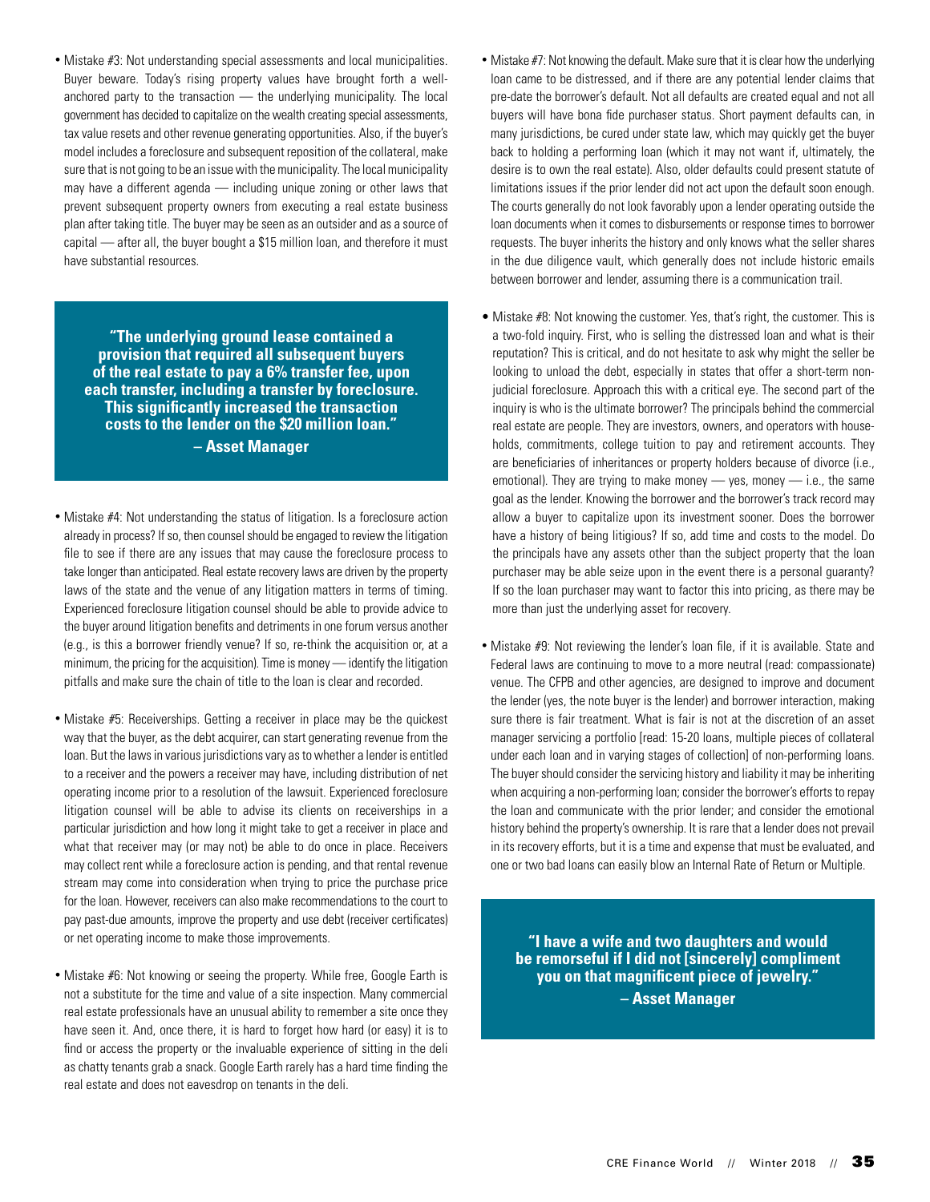- Mistake #3: Not understanding special assessments and local municipalities. Buyer beware. Today's rising property values have brought forth a well-anchored party to the transaction — the underlying municipality. The local government has decided to capitalize on the wealth creating special assessments, tax value resets and other revenue generating opportunities. Also, if the buyer's model includes a foreclosure and subsequent reposition of the collateral, make sure that is not going to be an issue with the municipality. The local municipality may have a different agenda — including unique zoning or other laws that prevent subsequent property owners from executing a real estate business plan after taking title. The buyer may be seen as an outsider and as a source of capital — after all, the buyer bought a $15 million loan, and therefore it must have substantial resources.

> **"The underlying ground lease contained a provision that required all subsequent buyers of the real estate to pay a 6% transfer fee, upon each transfer, including a transfer by foreclosure. This significantly increased the transaction costs to the lender on the $20 million loan."**
> **– Asset Manager**

- Mistake #4: Not understanding the status of litigation. Is a foreclosure action already in process? If so, then counsel should be engaged to review the litigation file to see if there are any issues that may cause the foreclosure process to take longer than anticipated. Real estate recovery laws are driven by the property laws of the state and the venue of any litigation matters in terms of timing. Experienced foreclosure litigation counsel should be able to provide advice to the buyer around litigation benefits and detriments in one forum versus another (e.g., is this a borrower friendly venue? If so, re-think the acquisition or, at a minimum, the pricing for the acquisition). Time is money — identify the litigation pitfalls and make sure the chain of title to the loan is clear and recorded.

- Mistake #5: Receiverships. Getting a receiver in place may be the quickest way that the buyer, as the debt acquirer, can start generating revenue from the loan. But the laws in various jurisdictions vary as to whether a lender is entitled to a receiver and the powers a receiver may have, including distribution of net operating income prior to a resolution of the lawsuit. Experienced foreclosure litigation counsel will be able to advise its clients on receiverships in a particular jurisdiction and how long it might take to get a receiver in place and what that receiver may (or may not) be able to do once in place. Receivers may collect rent while a foreclosure action is pending, and that rental revenue stream may come into consideration when trying to price the purchase price for the loan. However, receivers can also make recommendations to the court to pay past-due amounts, improve the property and use debt (receiver certificates) or net operating income to make those improvements.

- Mistake #6: Not knowing or seeing the property. While free, Google Earth is not a substitute for the time and value of a site inspection. Many commercial real estate professionals have an unusual ability to remember a site once they have seen it. And, once there, it is hard to forget how hard (or easy) it is to find or access the property or the invaluable experience of sitting in the deli as chatty tenants grab a snack. Google Earth rarely has a hard time finding the real estate and does not eavesdrop on tenants in the deli.

- Mistake #7: Not knowing the default. Make sure that it is clear how the underlying loan came to be distressed, and if there are any potential lender claims that pre-date the borrower's default. Not all defaults are created equal and not all buyers will have bona fide purchaser status. Short payment defaults can, in many jurisdictions, be cured under state law, which may quickly get the buyer back to holding a performing loan (which it may not want if, ultimately, the desire is to own the real estate). Also, older defaults could present statute of limitations issues if the prior lender did not act upon the default soon enough. The courts generally do not look favorably upon a lender operating outside the loan documents when it comes to disbursements or response times to borrower requests. The buyer inherits the history and only knows what the seller shares in the due diligence vault, which generally does not include historic emails between borrower and lender, assuming there is a communication trail.

- Mistake #8: Not knowing the customer. Yes, that's right, the customer. This is a two-fold inquiry. First, who is selling the distressed loan and what is their reputation? This is critical, and do not hesitate to ask why might the seller be looking to unload the debt, especially in states that offer a short-term non-judicial foreclosure. Approach this with a critical eye. The second part of the inquiry is who is the ultimate borrower? The principals behind the commercial real estate are people. They are investors, owners, and operators with households, commitments, college tuition to pay and retirement accounts. They are beneficiaries of inheritances or property holders because of divorce (i.e., emotional). They are trying to make money — yes, money — i.e., the same goal as the lender. Knowing the borrower and the borrower's track record may allow a buyer to capitalize upon its investment sooner. Does the borrower have a history of being litigious? If so, add time and costs to the model. Do the principals have any assets other than the subject property that the loan purchaser may be able seize upon in the event there is a personal guaranty? If so the loan purchaser may want to factor this into pricing, as there may be more than just the underlying asset for recovery.

- Mistake #9: Not reviewing the lender's loan file, if it is available. State and Federal laws are continuing to move to a more neutral (read: compassionate) venue. The CFPB and other agencies, are designed to improve and document the lender (yes, the note buyer is the lender) and borrower interaction, making sure there is fair treatment. What is fair is not at the discretion of an asset manager servicing a portfolio [read: 15-20 loans, multiple pieces of collateral under each loan and in varying stages of collection] of non-performing loans. The buyer should consider the servicing history and liability it may be inheriting when acquiring a non-performing loan; consider the borrower's efforts to repay the loan and communicate with the prior lender; and consider the emotional history behind the property's ownership. It is rare that a lender does not prevail in its recovery efforts, but it is a time and expense that must be evaluated, and one or two bad loans can easily blow an Internal Rate of Return or Multiple.

> **"I have a wife and two daughters and would be remorseful if I did not [sincerely] compliment you on that magnificent piece of jewelry."**
> **– Asset Manager**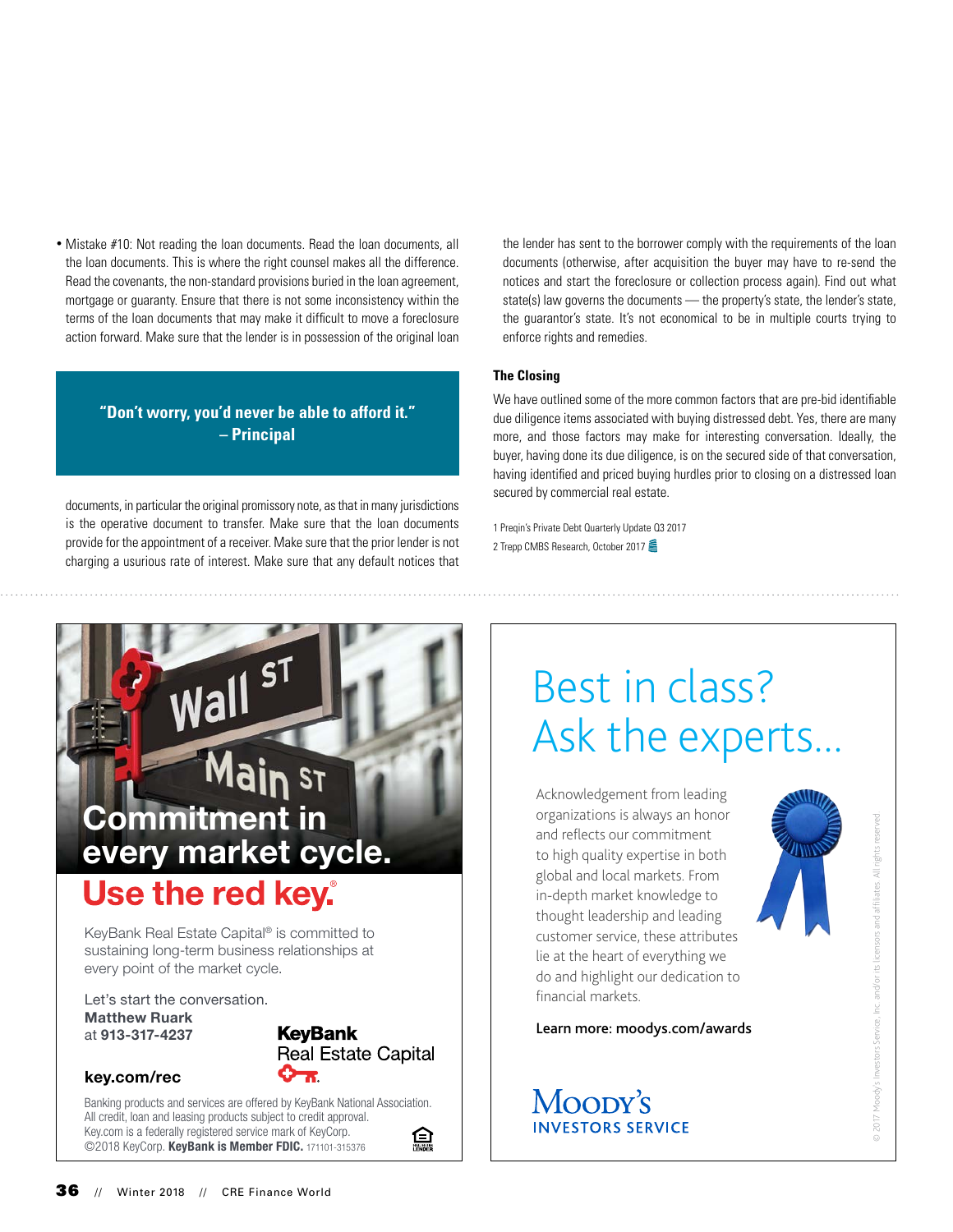- Mistake #10: Not reading the loan documents. Read the loan documents, all the loan documents. This is where the right counsel makes all the difference. Read the covenants, the non-standard provisions buried in the loan agreement, mortgage or guaranty. Ensure that there is not some inconsistency within the terms of the loan documents that may make it difficult to move a foreclosure action forward. Make sure that the lender is in possession of the original loan documents, in particular the original promissory note, as that in many jurisdictions is the operative document to transfer. Make sure that the loan documents provide for the appointment of a receiver. Make sure that the prior lender is not charging a usurious rate of interest. Make sure that any default notices that the lender has sent to the borrower comply with the requirements of the loan documents (otherwise, after acquisition the buyer may have to re-send the notices and start the foreclosure or collection process again). Find out what state(s) law governs the documents — the property's state, the lender's state, the guarantor's state. It's not economical to be in multiple courts trying to enforce rights and remedies.

> **"Don't worry, you'd never be able to afford it." – Principal**

### The Closing

We have outlined some of the more common factors that are pre-bid identifiable due diligence items associated with buying distressed debt. Yes, there are many more, and those factors may make for interesting conversation. Ideally, the buyer, having done its due diligence, is on the secured side of that conversation, having identified and priced buying hurdles prior to closing on a distressed loan secured by commercial real estate.

1 Preqin's Private Debt Quarterly Update Q3 2017

2 Trepp CMBS Research, October 2017

---

**Commitment in every market cycle.**

**Use the red key.®**

KeyBank Real Estate Capital® is committed to sustaining long-term business relationships at every point of the market cycle.

Let's start the conversation.
**Matthew Ruark**
at **913-317-4237**

**key.com/rec**

**KeyBank** Real Estate Capital

Banking products and services are offered by KeyBank National Association. All credit, loan and leasing products subject to credit approval. Key.com is a federally registered service mark of KeyCorp. ©2018 KeyCorp. **KeyBank is Member FDIC.** 171101-315376

---

**Best in class? Ask the experts...**

Acknowledgement from leading organizations is always an honor and reflects our commitment to high quality expertise in both global and local markets. From in-depth market knowledge to thought leadership and leading customer service, these attributes lie at the heart of everything we do and highlight our dedication to financial markets.

**Learn more: moodys.com/awards**

MOODY'S INVESTORS SERVICE

© 2017 Moody's Investors Service, Inc. and/or its licensors and affiliates. All rights reserved.